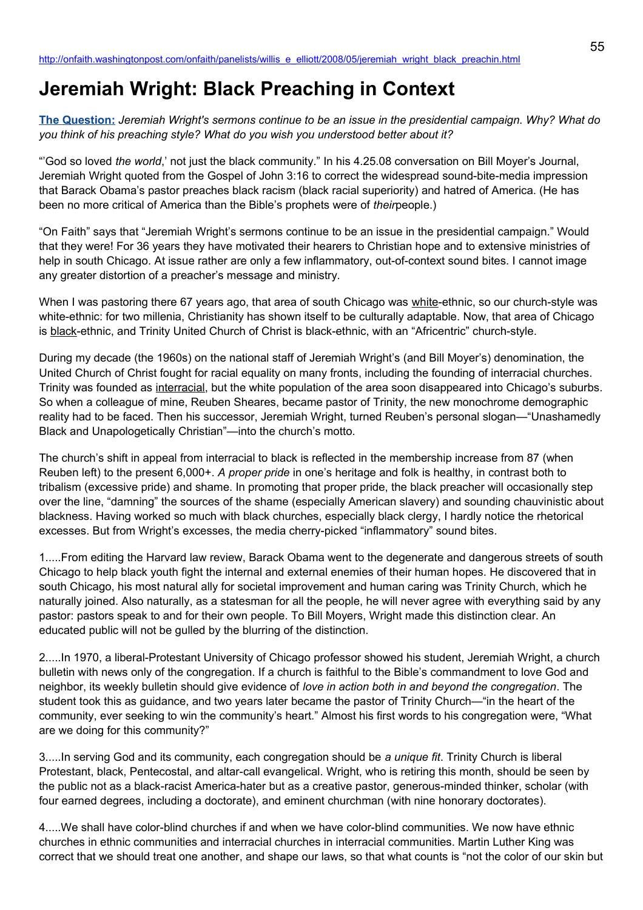http://onfaith.washingtonpost.com/onfaith/panelists/willis_e_elliott/2008/05/jeremiah_wright_black_preachin.html

# Jeremiah Wright: Black Preaching in Context

**The Question:** *Jeremiah Wright's sermons continue to be an issue in the presidential campaign. Why? What do you think of his preaching style? What do you wish you understood better about it?*

"'God so loved *the world*,' not just the black community." In his 4.25.08 conversation on Bill Moyer's Journal, Jeremiah Wright quoted from the Gospel of John 3:16 to correct the widespread sound-bite-media impression that Barack Obama's pastor preaches black racism (black racial superiority) and hatred of America. (He has been no more critical of America than the Bible's prophets were of *their*people.)

"On Faith" says that "Jeremiah Wright's sermons continue to be an issue in the presidential campaign." Would that they were! For 36 years they have motivated their hearers to Christian hope and to extensive ministries of help in south Chicago. At issue rather are only a few inflammatory, out-of-context sound bites. I cannot image any greater distortion of a preacher's message and ministry.

When I was pastoring there 67 years ago, that area of south Chicago was white-ethnic, so our church-style was white-ethnic: for two millenia, Christianity has shown itself to be culturally adaptable. Now, that area of Chicago is black-ethnic, and Trinity United Church of Christ is black-ethnic, with an "Africentric" church-style.

During my decade (the 1960s) on the national staff of Jeremiah Wright's (and Bill Moyer's) denomination, the United Church of Christ fought for racial equality on many fronts, including the founding of interracial churches. Trinity was founded as interracial, but the white population of the area soon disappeared into Chicago's suburbs. So when a colleague of mine, Reuben Sheares, became pastor of Trinity, the new monochrome demographic reality had to be faced. Then his successor, Jeremiah Wright, turned Reuben's personal slogan—"Unashamedly Black and Unapologetically Christian"—into the church's motto.

The church's shift in appeal from interracial to black is reflected in the membership increase from 87 (when Reuben left) to the present 6,000+. *A proper pride* in one's heritage and folk is healthy, in contrast both to tribalism (excessive pride) and shame. In promoting that proper pride, the black preacher will occasionally step over the line, "damning" the sources of the shame (especially American slavery) and sounding chauvinistic about blackness. Having worked so much with black churches, especially black clergy, I hardly notice the rhetorical excesses. But from Wright's excesses, the media cherry-picked "inflammatory" sound bites.

1.....From editing the Harvard law review, Barack Obama went to the degenerate and dangerous streets of south Chicago to help black youth fight the internal and external enemies of their human hopes. He discovered that in south Chicago, his most natural ally for societal improvement and human caring was Trinity Church, which he naturally joined. Also naturally, as a statesman for all the people, he will never agree with everything said by any pastor: pastors speak to and for their own people. To Bill Moyers, Wright made this distinction clear. An educated public will not be gulled by the blurring of the distinction.

2.....In 1970, a liberal-Protestant University of Chicago professor showed his student, Jeremiah Wright, a church bulletin with news only of the congregation. If a church is faithful to the Bible's commandment to love God and neighbor, its weekly bulletin should give evidence of *love in action both in and beyond the congregation*. The student took this as guidance, and two years later became the pastor of Trinity Church—"in the heart of the community, ever seeking to win the community's heart." Almost his first words to his congregation were, "What are we doing for this community?"

3.....In serving God and its community, each congregation should be *a unique fit*. Trinity Church is liberal Protestant, black, Pentecostal, and altar-call evangelical. Wright, who is retiring this month, should be seen by the public not as a black-racist America-hater but as a creative pastor, generous-minded thinker, scholar (with four earned degrees, including a doctorate), and eminent churchman (with nine honorary doctorates).

4.....We shall have color-blind churches if and when we have color-blind communities. We now have ethnic churches in ethnic communities and interracial churches in interracial communities. Martin Luther King was correct that we should treat one another, and shape our laws, so that what counts is "not the color of our skin but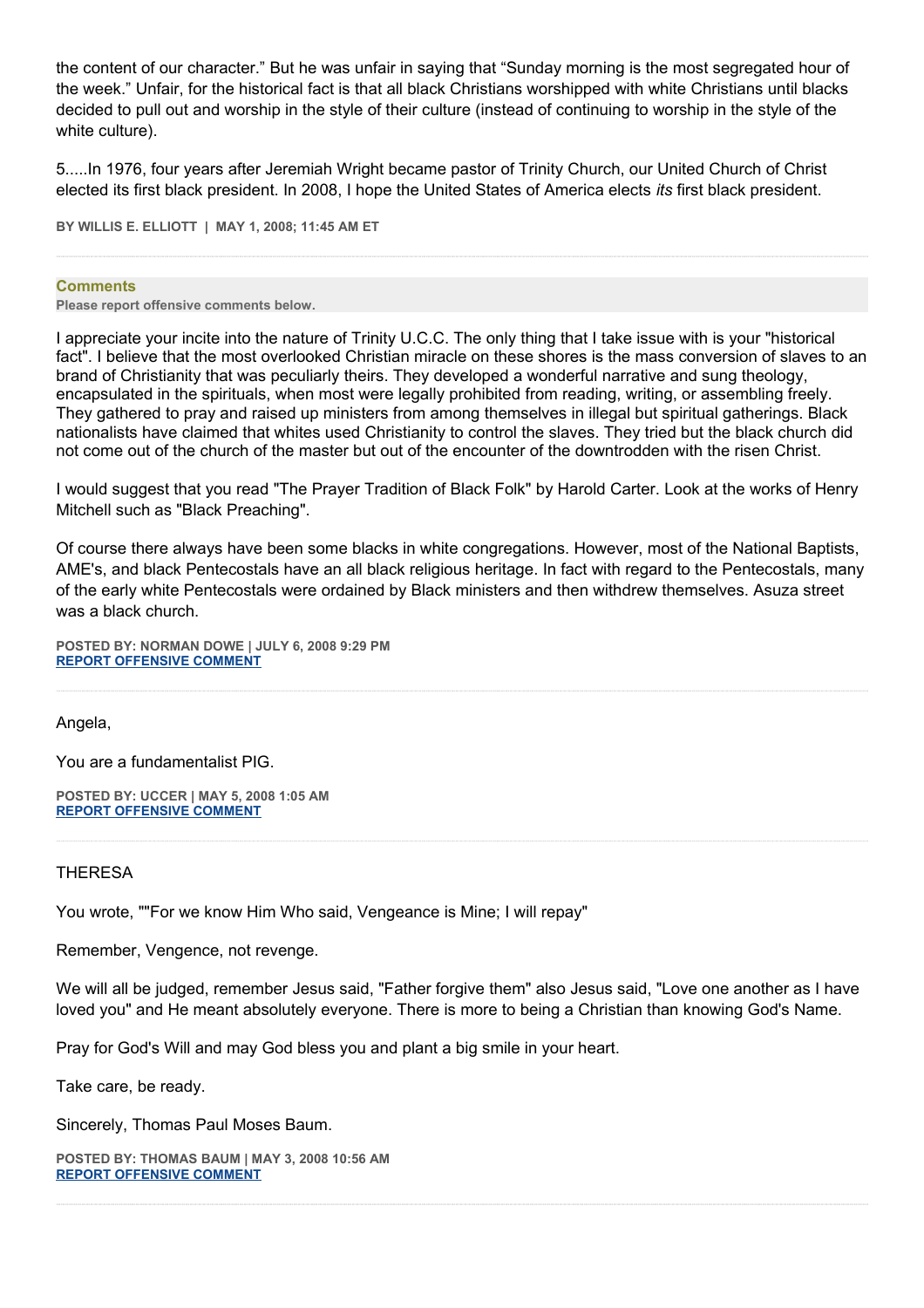the content of our character." But he was unfair in saying that "Sunday morning is the most segregated hour of the week." Unfair, for the historical fact is that all black Christians worshipped with white Christians until blacks decided to pull out and worship in the style of their culture (instead of continuing to worship in the style of the white culture).

5.....In 1976, four years after Jeremiah Wright became pastor of Trinity Church, our United Church of Christ elected its first black president. In 2008, I hope the United States of America elects *its* first black president.

**BY WILLIS E. ELLIOTT | MAY 1, 2008; 11:45 AM ET**

---

**Comments**

**Please report offensive comments below.**

I appreciate your incite into the nature of Trinity U.C.C. The only thing that I take issue with is your "historical fact". I believe that the most overlooked Christian miracle on these shores is the mass conversion of slaves to an brand of Christianity that was peculiary theirs. They developed a wonderful narrative and sung theology, encapsulated in the spirituals, when most were legally prohibited from reading, writing, or assembling freely. They gathered to pray and raised up ministers from among themselves in illegal but spiritual gatherings. Black nationalists have claimed that whites used Christianity to control the slaves. They tried but the black church did not come out of the church of the master but out of the encounter of the downtrodden with the risen Christ.

I would suggest that you read "The Prayer Tradition of Black Folk" by Harold Carter. Look at the works of Henry Mitchell such as "Black Preaching".

Of course there always have been some blacks in white congregations. However, most of the National Baptists, AME's, and black Pentecostals have an all black religious heritage. In fact with regard to the Pentecostals, many of the early white Pentecostals were ordained by Black ministers and then withdrew themselves. Asuza street was a black church.

**POSTED BY: NORMAN DOWE | JULY 6, 2008 9:29 PM**
**REPORT OFFENSIVE COMMENT**

---

Angela,

You are a fundamentalist PIG.

**POSTED BY: UCCER | MAY 5, 2008 1:05 AM**
**REPORT OFFENSIVE COMMENT**

---

THERESA

You wrote, ""For we know Him Who said, Vengeance is Mine; I will repay"

Remember, Vengence, not revenge.

We will all be judged, remember Jesus said, "Father forgive them" also Jesus said, "Love one another as I have loved you" and He meant absolutely everyone. There is more to being a Christian than knowing God's Name.

Pray for God's Will and may God bless you and plant a big smile in your heart.

Take care, be ready.

Sincerely, Thomas Paul Moses Baum.

**POSTED BY: THOMAS BAUM | MAY 3, 2008 10:56 AM**
**REPORT OFFENSIVE COMMENT**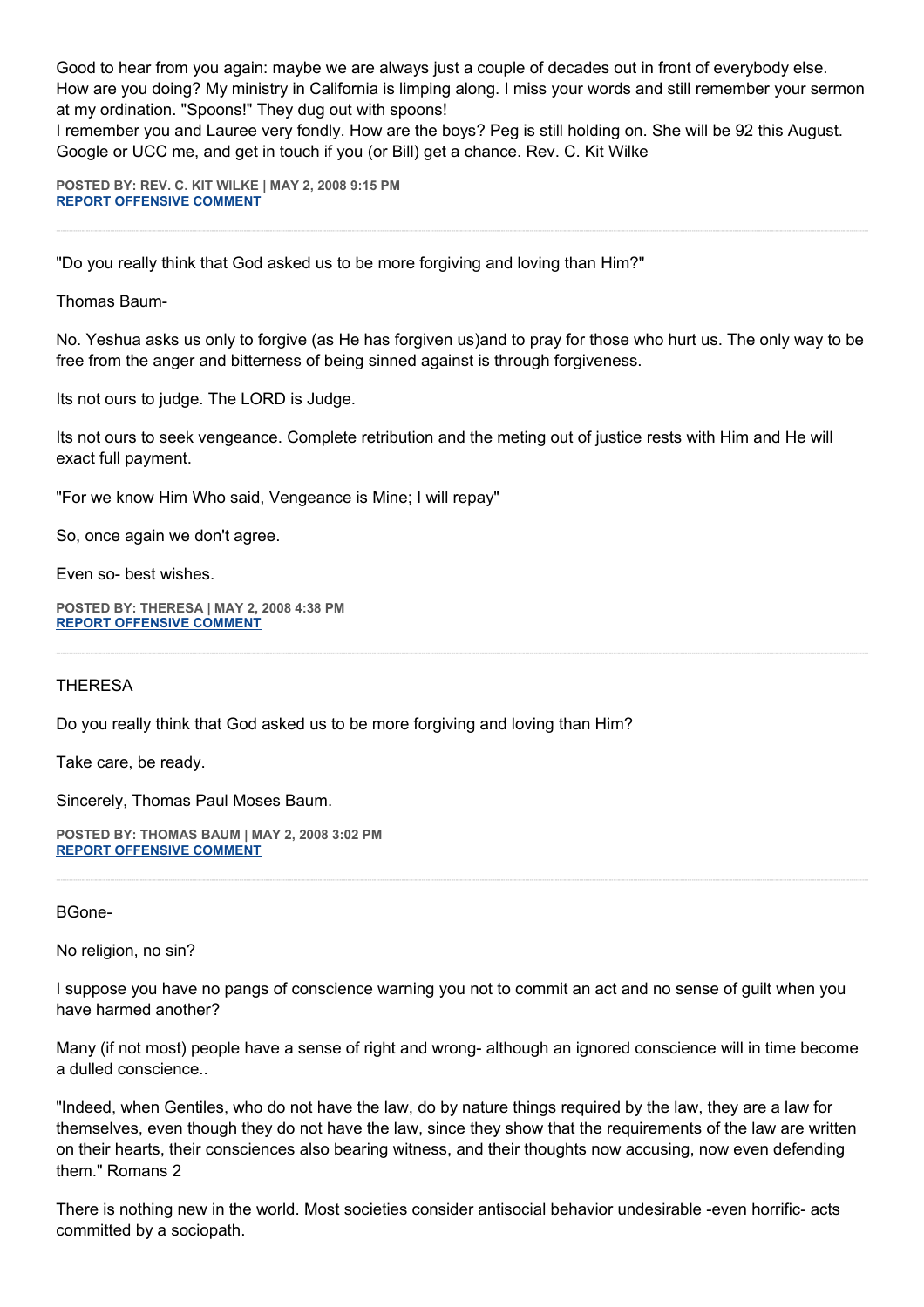Good to hear from you again: maybe we are always just a couple of decades out in front of everybody else. How are you doing? My ministry in California is limping along. I miss your words and still remember your sermon at my ordination. "Spoons!" They dug out with spoons!
I remember you and Lauree very fondly. How are the boys? Peg is still holding on. She will be 92 this August. Google or UCC me, and get in touch if you (or Bill) get a chance. Rev. C. Kit Wilke

**POSTED BY: REV. C. KIT WILKE | MAY 2, 2008 9:15 PM**
**REPORT OFFENSIVE COMMENT**

---

"Do you really think that God asked us to be more forgiving and loving than Him?"

Thomas Baum-

No. Yeshua asks us only to forgive (as He has forgiven us)and to pray for those who hurt us. The only way to be free from the anger and bitterness of being sinned against is through forgiveness.

Its not ours to judge. The LORD is Judge.

Its not ours to seek vengeance. Complete retribution and the meting out of justice rests with Him and He will exact full payment.

"For we know Him Who said, Vengeance is Mine; I will repay"

So, once again we don't agree.

Even so- best wishes.

**POSTED BY: THERESA | MAY 2, 2008 4:38 PM**
**REPORT OFFENSIVE COMMENT**

---

THERESA

Do you really think that God asked us to be more forgiving and loving than Him?

Take care, be ready.

Sincerely, Thomas Paul Moses Baum.

**POSTED BY: THOMAS BAUM | MAY 2, 2008 3:02 PM**
**REPORT OFFENSIVE COMMENT**

---

BGone-

No religion, no sin?

I suppose you have no pangs of conscience warning you not to commit an act and no sense of guilt when you have harmed another?

Many (if not most) people have a sense of right and wrong- although an ignored conscience will in time become a dulled conscience..

"Indeed, when Gentiles, who do not have the law, do by nature things required by the law, they are a law for themselves, even though they do not have the law, since they show that the requirements of the law are written on their hearts, their consciences also bearing witness, and their thoughts now accusing, now even defending them." Romans 2

There is nothing new in the world. Most societies consider antisocial behavior undesirable -even horrific- acts committed by a sociopath.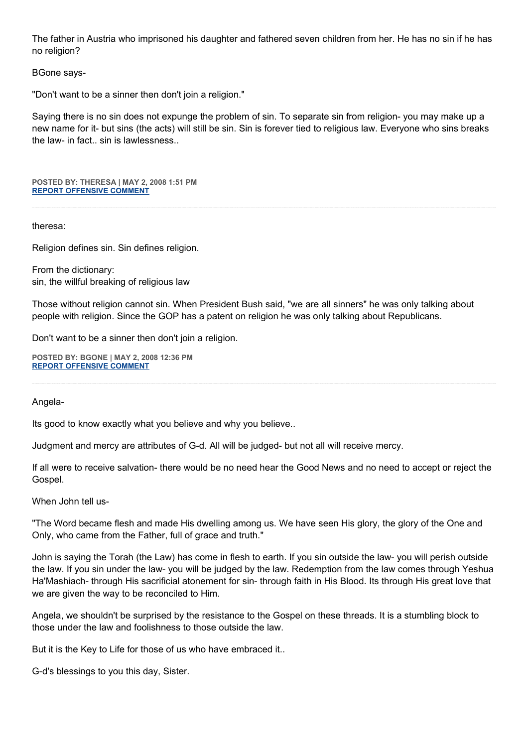The father in Austria who imprisoned his daughter and fathered seven children from her. He has no sin if he has no religion?

BGone says-

"Don't want to be a sinner then don't join a religion."

Saying there is no sin does not expunge the problem of sin. To separate sin from religion- you may make up a new name for it- but sins (the acts) will still be sin. Sin is forever tied to religious law. Everyone who sins breaks the law- in fact.. sin is lawlessness..

**POSTED BY: THERESA | MAY 2, 2008 1:51 PM**
**REPORT OFFENSIVE COMMENT**

---

theresa:

Religion defines sin. Sin defines religion.

From the dictionary:
sin, the willful breaking of religious law

Those without religion cannot sin. When President Bush said, "we are all sinners" he was only talking about people with religion. Since the GOP has a patent on religion he was only talking about Republicans.

Don't want to be a sinner then don't join a religion.

**POSTED BY: BGONE | MAY 2, 2008 12:36 PM**
**REPORT OFFENSIVE COMMENT**

---

Angela-

Its good to know exactly what you believe and why you believe..

Judgment and mercy are attributes of G-d. All will be judged- but not all will receive mercy.

If all were to receive salvation- there would be no need hear the Good News and no need to accept or reject the Gospel.

When John tell us-

"The Word became flesh and made His dwelling among us. We have seen His glory, the glory of the One and Only, who came from the Father, full of grace and truth."

John is saying the Torah (the Law) has come in flesh to earth. If you sin outside the law- you will perish outside the law. If you sin under the law- you will be judged by the law. Redemption from the law comes through Yeshua Ha'Mashiach- through His sacrificial atonement for sin- through faith in His Blood. Its through His great love that we are given the way to be reconciled to Him.

Angela, we shouldn't be surprised by the resistance to the Gospel on these threads. It is a stumbling block to those under the law and foolishness to those outside the law.

But it is the Key to Life for those of us who have embraced it..

G-d's blessings to you this day, Sister.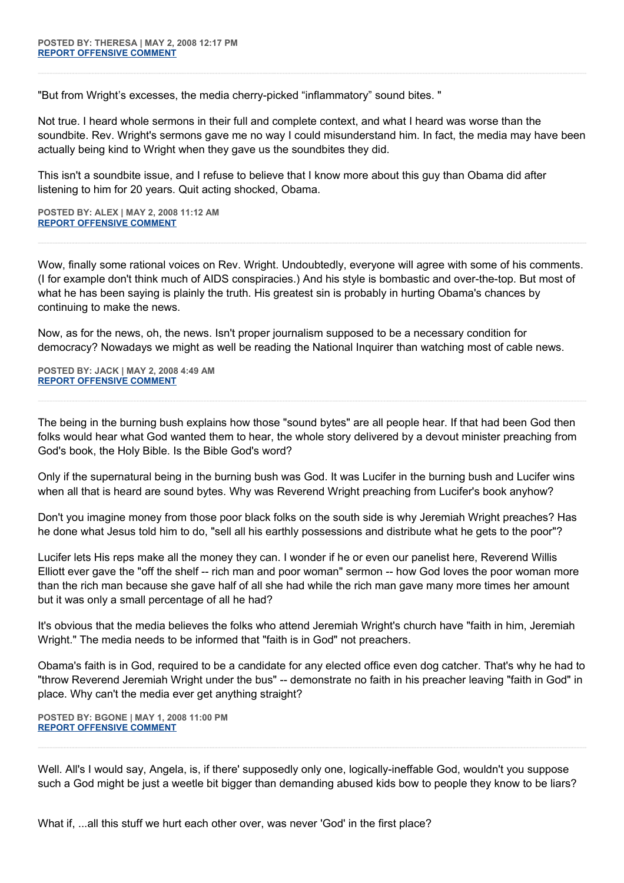**POSTED BY: THERESA | MAY 2, 2008 12:17 PM**
**REPORT OFFENSIVE COMMENT**

---

"But from Wright's excesses, the media cherry-picked "inflammatory" sound bites. "

Not true. I heard whole sermons in their full and complete context, and what I heard was worse than the soundbite. Rev. Wright's sermons gave me no way I could misunderstand him. In fact, the media may have been actually being kind to Wright when they gave us the soundbites they did.

This isn't a soundbite issue, and I refuse to believe that I know more about this guy than Obama did after listening to him for 20 years. Quit acting shocked, Obama.

**POSTED BY: ALEX | MAY 2, 2008 11:12 AM**
**REPORT OFFENSIVE COMMENT**

---

Wow, finally some rational voices on Rev. Wright. Undoubtedly, everyone will agree with some of his comments. (I for example don't think much of AIDS conspiracies.) And his style is bombastic and over-the-top. But most of what he has been saying is plainly the truth. His greatest sin is probably in hurting Obama's chances by continuing to make the news.

Now, as for the news, oh, the news. Isn't proper journalism supposed to be a necessary condition for democracy? Nowadays we might as well be reading the National Inquirer than watching most of cable news.

**POSTED BY: JACK | MAY 2, 2008 4:49 AM**
**REPORT OFFENSIVE COMMENT**

---

The being in the burning bush explains how those "sound bytes" are all people hear. If that had been God then folks would hear what God wanted them to hear, the whole story delivered by a devout minister preaching from God's book, the Holy Bible. Is the Bible God's word?

Only if the supernatural being in the burning bush was God. It was Lucifer in the burning bush and Lucifer wins when all that is heard are sound bytes. Why was Reverend Wright preaching from Lucifer's book anyhow?

Don't you imagine money from those poor black folks on the south side is why Jeremiah Wright preaches? Has he done what Jesus told him to do, "sell all his earthly possessions and distribute what he gets to the poor"?

Lucifer lets His reps make all the money they can. I wonder if he or even our panelist here, Reverend Willis Elliott ever gave the "off the shelf -- rich man and poor woman" sermon -- how God loves the poor woman more than the rich man because she gave half of all she had while the rich man gave many more times her amount but it was only a small percentage of all he had?

It's obvious that the media believes the folks who attend Jeremiah Wright's church have "faith in him, Jeremiah Wright." The media needs to be informed that "faith is in God" not preachers.

Obama's faith is in God, required to be a candidate for any elected office even dog catcher. That's why he had to "throw Reverend Jeremiah Wright under the bus" -- demonstrate no faith in his preacher leaving "faith in God" in place. Why can't the media ever get anything straight?

**POSTED BY: BGONE | MAY 1, 2008 11:00 PM**
**REPORT OFFENSIVE COMMENT**

---

Well. All's I would say, Angela, is, if there' supposedly only one, logically-ineffable God, wouldn't you suppose such a God might be just a weetle bit bigger than demanding abused kids bow to people they know to be liars?

What if, ...all this stuff we hurt each other over, was never 'God' in the first place?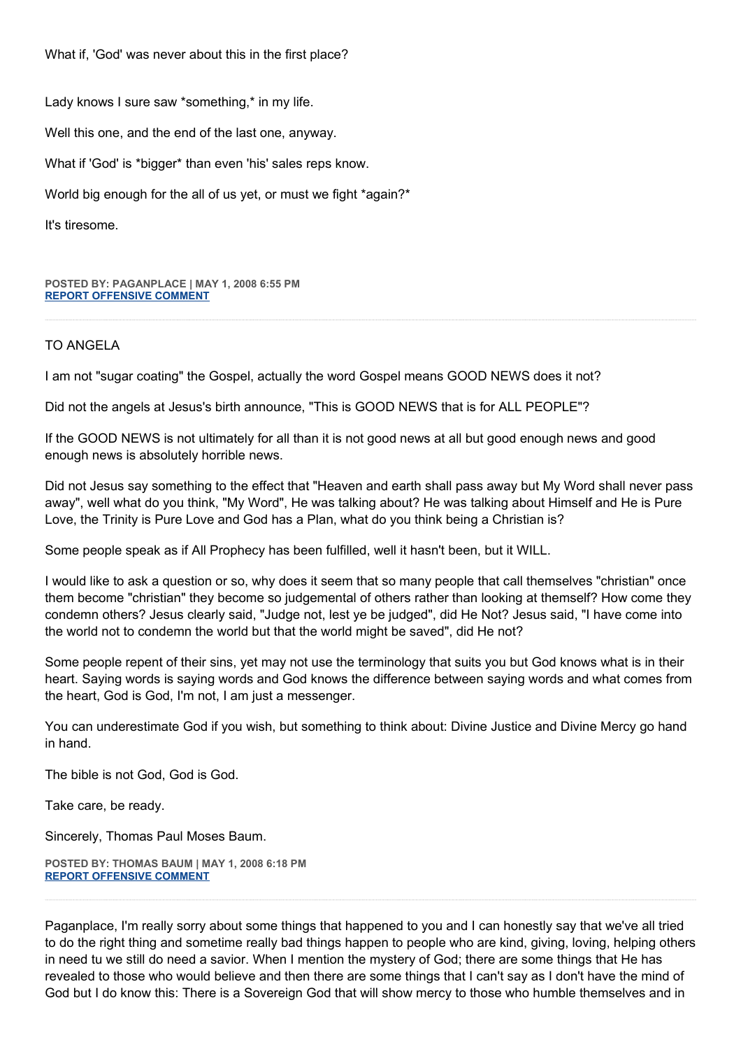What if, 'God' was never about this in the first place?

Lady knows I sure saw *something,* in my life.

Well this one, and the end of the last one, anyway.

What if 'God' is *bigger* than even 'his' sales reps know.

World big enough for the all of us yet, or must we fight *again?*

It's tiresome.

**POSTED BY: PAGANPLACE | MAY 1, 2008 6:55 PM**
**REPORT OFFENSIVE COMMENT**

---

TO ANGELA

I am not "sugar coating" the Gospel, actually the word Gospel means GOOD NEWS does it not?

Did not the angels at Jesus's birth announce, "This is GOOD NEWS that is for ALL PEOPLE"?

If the GOOD NEWS is not ultimately for all than it is not good news at all but good enough news and good enough news is absolutely horrible news.

Did not Jesus say something to the effect that "Heaven and earth shall pass away but My Word shall never pass away", well what do you think, "My Word", He was talking about? He was talking about Himself and He is Pure Love, the Trinity is Pure Love and God has a Plan, what do you think being a Christian is?

Some people speak as if All Prophecy has been fulfilled, well it hasn't been, but it WILL.

I would like to ask a question or so, why does it seem that so many people that call themselves "christian" once them become "christian" they become so judgemental of others rather than looking at themself? How come they condemn others? Jesus clearly said, "Judge not, lest ye be judged", did He Not? Jesus said, "I have come into the world not to condemn the world but that the world might be saved", did He not?

Some people repent of their sins, yet may not use the terminology that suits you but God knows what is in their heart. Saying words is saying words and God knows the difference between saying words and what comes from the heart, God is God, I'm not, I am just a messenger.

You can underestimate God if you wish, but something to think about: Divine Justice and Divine Mercy go hand in hand.

The bible is not God, God is God.

Take care, be ready.

Sincerely, Thomas Paul Moses Baum.

**POSTED BY: THOMAS BAUM | MAY 1, 2008 6:18 PM**
**REPORT OFFENSIVE COMMENT**

---

Paganplace, I'm really sorry about some things that happened to you and I can honestly say that we've all tried to do the right thing and sometime really bad things happen to people who are kind, giving, loving, helping others in need tu we still do need a savior. When I mention the mystery of God; there are some things that He has revealed to those who would believe and then there are some things that I can't say as I don't have the mind of God but I do know this: There is a Sovereign God that will show mercy to those who humble themselves and in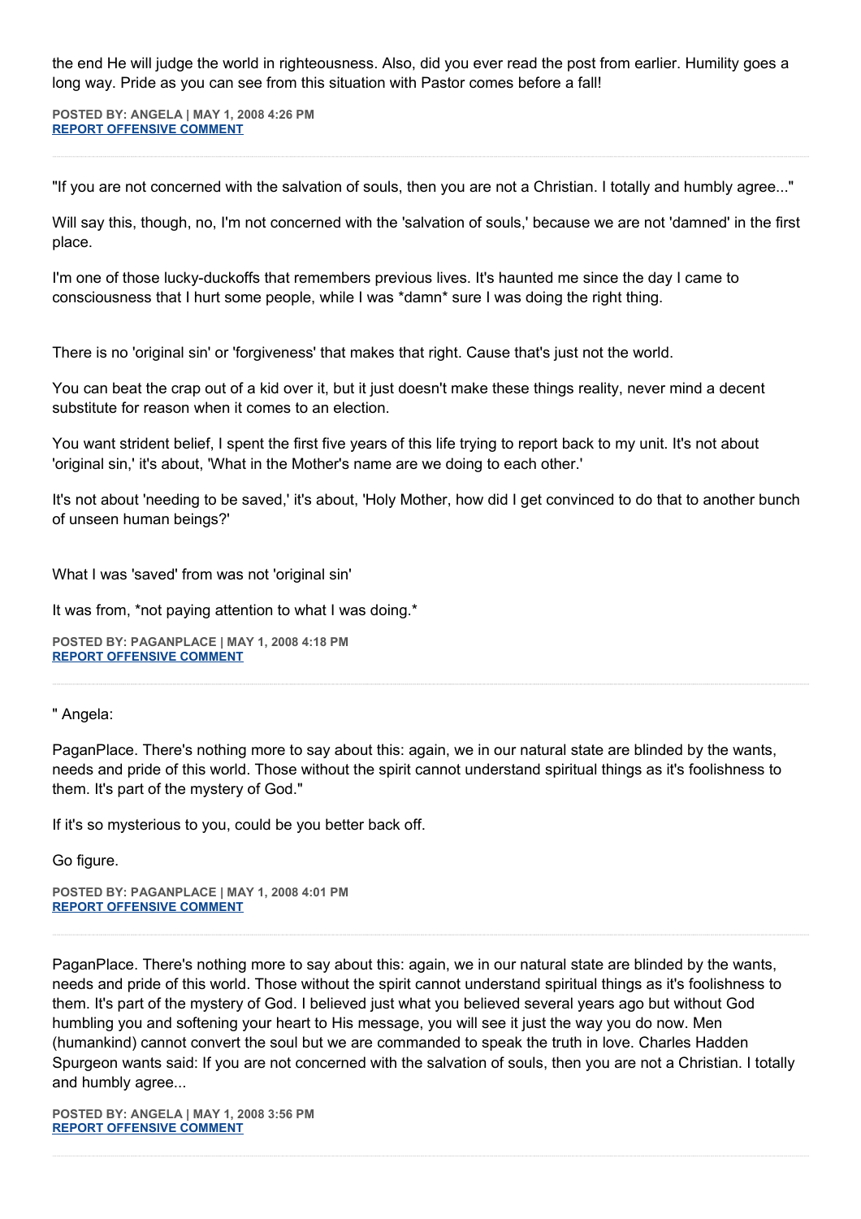the end He will judge the world in righteousness. Also, did you ever read the post from earlier. Humility goes a long way. Pride as you can see from this situation with Pastor comes before a fall!

**POSTED BY: ANGELA | MAY 1, 2008 4:26 PM**
**REPORT OFFENSIVE COMMENT**

---

"If you are not concerned with the salvation of souls, then you are not a Christian. I totally and humbly agree..."

Will say this, though, no, I'm not concerned with the 'salvation of souls,' because we are not 'damned' in the first place.

I'm one of those lucky-duckoffs that remembers previous lives. It's haunted me since the day I came to consciousness that I hurt some people, while I was *damn* sure I was doing the right thing.

There is no 'original sin' or 'forgiveness' that makes that right. Cause that's just not the world.

You can beat the crap out of a kid over it, but it just doesn't make these things reality, never mind a decent substitute for reason when it comes to an election.

You want strident belief, I spent the first five years of this life trying to report back to my unit. It's not about 'original sin,' it's about, 'What in the Mother's name are we doing to each other.'

It's not about 'needing to be saved,' it's about, 'Holy Mother, how did I get convinced to do that to another bunch of unseen human beings?'

What I was 'saved' from was not 'original sin'

It was from, *not paying attention to what I was doing.*

**POSTED BY: PAGANPLACE | MAY 1, 2008 4:18 PM**
**REPORT OFFENSIVE COMMENT**

---

" Angela:

PaganPlace. There's nothing more to say about this: again, we in our natural state are blinded by the wants, needs and pride of this world. Those without the spirit cannot understand spiritual things as it's foolishness to them. It's part of the mystery of God."

If it's so mysterious to you, could be you better back off.

Go figure.

**POSTED BY: PAGANPLACE | MAY 1, 2008 4:01 PM**
**REPORT OFFENSIVE COMMENT**

---

PaganPlace. There's nothing more to say about this: again, we in our natural state are blinded by the wants, needs and pride of this world. Those without the spirit cannot understand spiritual things as it's foolishness to them. It's part of the mystery of God. I believed just what you believed several years ago but without God humbling you and softening your heart to His message, you will see it just the way you do now. Men (humankind) cannot convert the soul but we are commanded to speak the truth in love. Charles Hadden Spurgeon wants said: If you are not concerned with the salvation of souls, then you are not a Christian. I totally and humbly agree...

**POSTED BY: ANGELA | MAY 1, 2008 3:56 PM**
**REPORT OFFENSIVE COMMENT**

---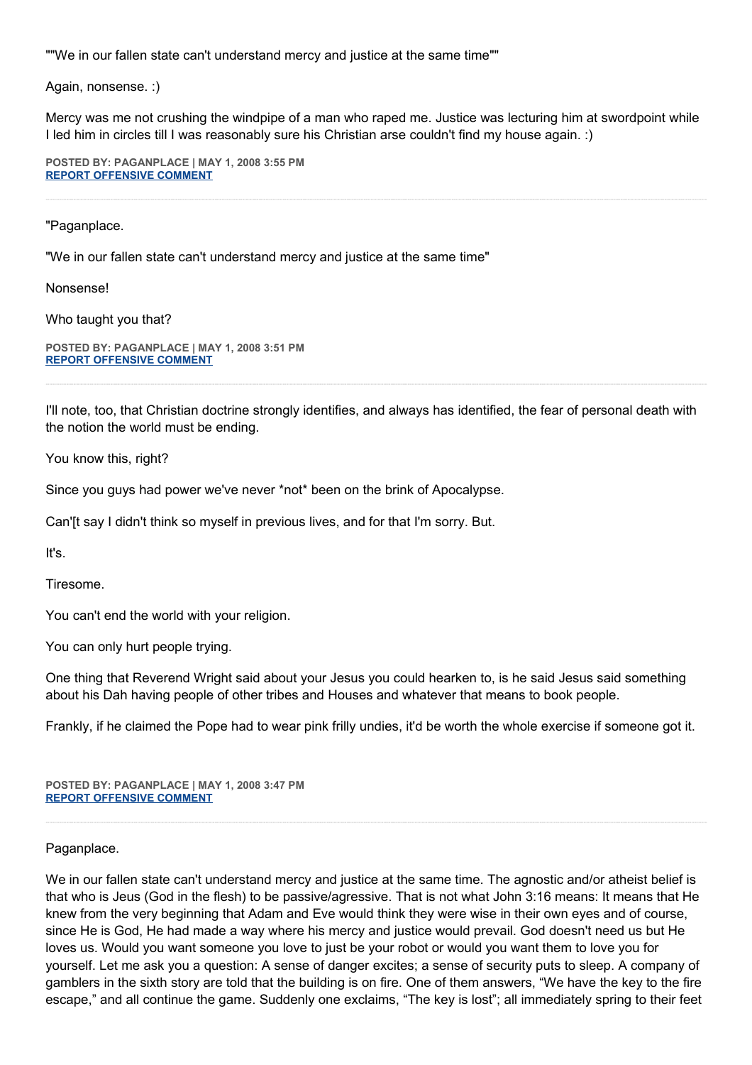""We in our fallen state can't understand mercy and justice at the same time""

Again, nonsense. :)

Mercy was me not crushing the windpipe of a man who raped me. Justice was lecturing him at swordpoint while I led him in circles till I was reasonably sure his Christian arse couldn't find my house again. :)

**POSTED BY: PAGANPLACE | MAY 1, 2008 3:55 PM**
**REPORT OFFENSIVE COMMENT**

---

"Paganplace.

"We in our fallen state can't understand mercy and justice at the same time"

Nonsense!

Who taught you that?

**POSTED BY: PAGANPLACE | MAY 1, 2008 3:51 PM**
**REPORT OFFENSIVE COMMENT**

---

I'll note, too, that Christian doctrine strongly identifies, and always has identified, the fear of personal death with the notion the world must be ending.

You know this, right?

Since you guys had power we've never *not* been on the brink of Apocalypse.

Can'[t say I didn't think so myself in previous lives, and for that I'm sorry. But.

It's.

Tiresome.

You can't end the world with your religion.

You can only hurt people trying.

One thing that Reverend Wright said about your Jesus you could hearken to, is he said Jesus said something about his Dah having people of other tribes and Houses and whatever that means to book people.

Frankly, if he claimed the Pope had to wear pink frilly undies, it'd be worth the whole exercise if someone got it.

**POSTED BY: PAGANPLACE | MAY 1, 2008 3:47 PM**
**REPORT OFFENSIVE COMMENT**

---

Paganplace.

We in our fallen state can't understand mercy and justice at the same time. The agnostic and/or atheist belief is that who is Jeus (God in the flesh) to be passive/agressive. That is not what John 3:16 means: It means that He knew from the very beginning that Adam and Eve would think they were wise in their own eyes and of course, since He is God, He had made a way where his mercy and justice would prevail. God doesn't need us but He loves us. Would you want someone you love to just be your robot or would you want them to love you for yourself. Let me ask you a question: A sense of danger excites; a sense of security puts to sleep. A company of gamblers in the sixth story are told that the building is on fire. One of them answers, "We have the key to the fire escape," and all continue the game. Suddenly one exclaims, "The key is lost"; all immediately spring to their feet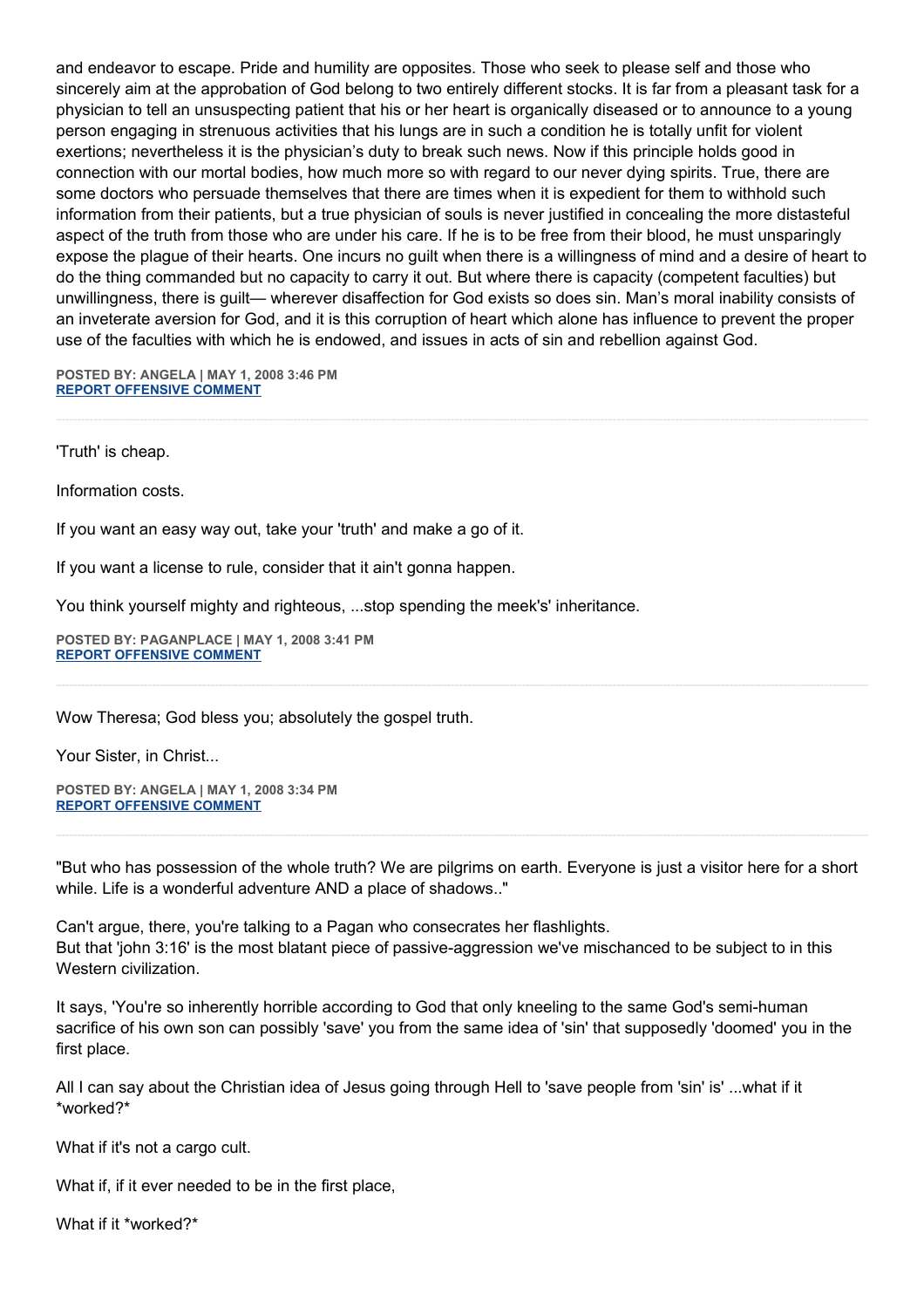and endeavor to escape. Pride and humility are opposites. Those who seek to please self and those who sincerely aim at the approbation of God belong to two entirely different stocks. It is far from a pleasant task for a physician to tell an unsuspecting patient that his or her heart is organically diseased or to announce to a young person engaging in strenuous activities that his lungs are in such a condition he is totally unfit for violent exertions; nevertheless it is the physician's duty to break such news. Now if this principle holds good in connection with our mortal bodies, how much more so with regard to our never dying spirits. True, there are some doctors who persuade themselves that there are times when it is expedient for them to withhold such information from their patients, but a true physician of souls is never justified in concealing the more distasteful aspect of the truth from those who are under his care. If he is to be free from their blood, he must unsparingly expose the plague of their hearts. One incurs no guilt when there is a willingness of mind and a desire of heart to do the thing commanded but no capacity to carry it out. But where there is capacity (competent faculties) but unwillingness, there is guilt— wherever disaffection for God exists so does sin. Man's moral inability consists of an inveterate aversion for God, and it is this corruption of heart which alone has influence to prevent the proper use of the faculties with which he is endowed, and issues in acts of sin and rebellion against God.

**POSTED BY: ANGELA | MAY 1, 2008 3:46 PM**
**REPORT OFFENSIVE COMMENT**

---

'Truth' is cheap.

Information costs.

If you want an easy way out, take your 'truth' and make a go of it.

If you want a license to rule, consider that it ain't gonna happen.

You think yourself mighty and righteous, ...stop spending the meek's' inheritance.

**POSTED BY: PAGANPLACE | MAY 1, 2008 3:41 PM**
**REPORT OFFENSIVE COMMENT**

---

Wow Theresa; God bless you; absolutely the gospel truth.

Your Sister, in Christ...

**POSTED BY: ANGELA | MAY 1, 2008 3:34 PM**
**REPORT OFFENSIVE COMMENT**

---

"But who has possession of the whole truth? We are pilgrims on earth. Everyone is just a visitor here for a short while. Life is a wonderful adventure AND a place of shadows.."

Can't argue, there, you're talking to a Pagan who consecrates her flashlights.
But that 'john 3:16' is the most blatant piece of passive-aggression we've mischanced to be subject to in this Western civilization.

It says, 'You're so inherently horrible according to God that only kneeling to the same God's semi-human sacrifice of his own son can possibly 'save' you from the same idea of 'sin' that supposedly 'doomed' you in the first place.

All I can say about the Christian idea of Jesus going through Hell to 'save people from 'sin' is' ...what if it *worked?*

What if it's not a cargo cult.

What if, if it ever needed to be in the first place,

What if it *worked?*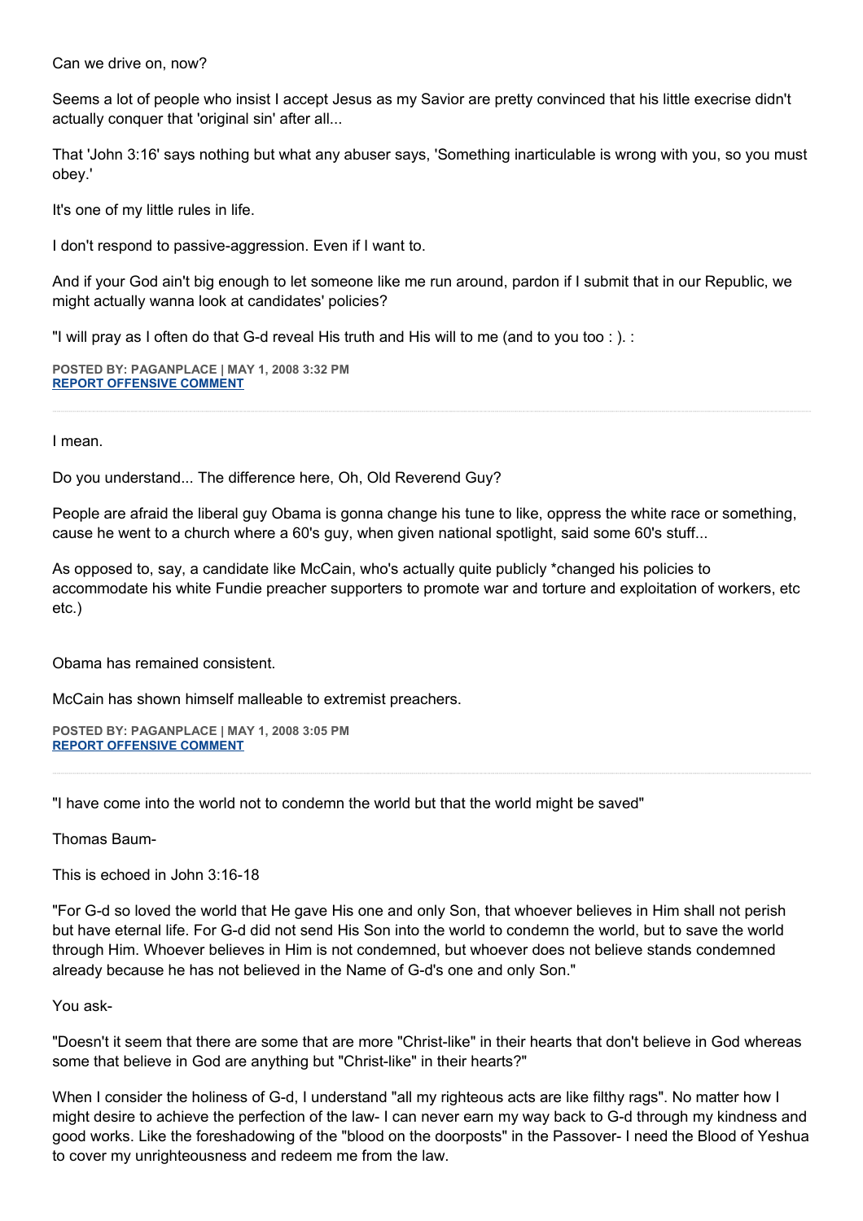Can we drive on, now?

Seems a lot of people who insist I accept Jesus as my Savior are pretty convinced that his little execrise didn't actually conquer that 'original sin' after all...

That 'John 3:16' says nothing but what any abuser says, 'Something inarticulable is wrong with you, so you must obey.'

It's one of my little rules in life.

I don't respond to passive-aggression. Even if I want to.

And if your God ain't big enough to let someone like me run around, pardon if I submit that in our Republic, we might actually wanna look at candidates' policies?

"I will pray as I often do that G-d reveal His truth and His will to me (and to you too : ). :

**POSTED BY: PAGANPLACE | MAY 1, 2008 3:32 PM**
**REPORT OFFENSIVE COMMENT**

---

I mean.

Do you understand... The difference here, Oh, Old Reverend Guy?

People are afraid the liberal guy Obama is gonna change his tune to like, oppress the white race or something, cause he went to a church where a 60's guy, when given national spotlight, said some 60's stuff...

As opposed to, say, a candidate like McCain, who's actually quite publicly *changed his policies to accommodate his white Fundie preacher supporters to promote war and torture and exploitation of workers, etc etc.)

Obama has remained consistent.

McCain has shown himself malleable to extremist preachers.

**POSTED BY: PAGANPLACE | MAY 1, 2008 3:05 PM**
**REPORT OFFENSIVE COMMENT**

---

"I have come into the world not to condemn the world but that the world might be saved"

Thomas Baum-

This is echoed in John 3:16-18

"For G-d so loved the world that He gave His one and only Son, that whoever believes in Him shall not perish but have eternal life. For G-d did not send His Son into the world to condemn the world, but to save the world through Him. Whoever believes in Him is not condemned, but whoever does not believe stands condemned already because he has not believed in the Name of G-d's one and only Son."

You ask-

"Doesn't it seem that there are some that are more "Christ-like" in their hearts that don't believe in God whereas some that believe in God are anything but "Christ-like" in their hearts?"

When I consider the holiness of G-d, I understand "all my righteous acts are like filthy rags". No matter how I might desire to achieve the perfection of the law- I can never earn my way back to G-d through my kindness and good works. Like the foreshadowing of the "blood on the doorposts" in the Passover- I need the Blood of Yeshua to cover my unrighteousness and redeem me from the law.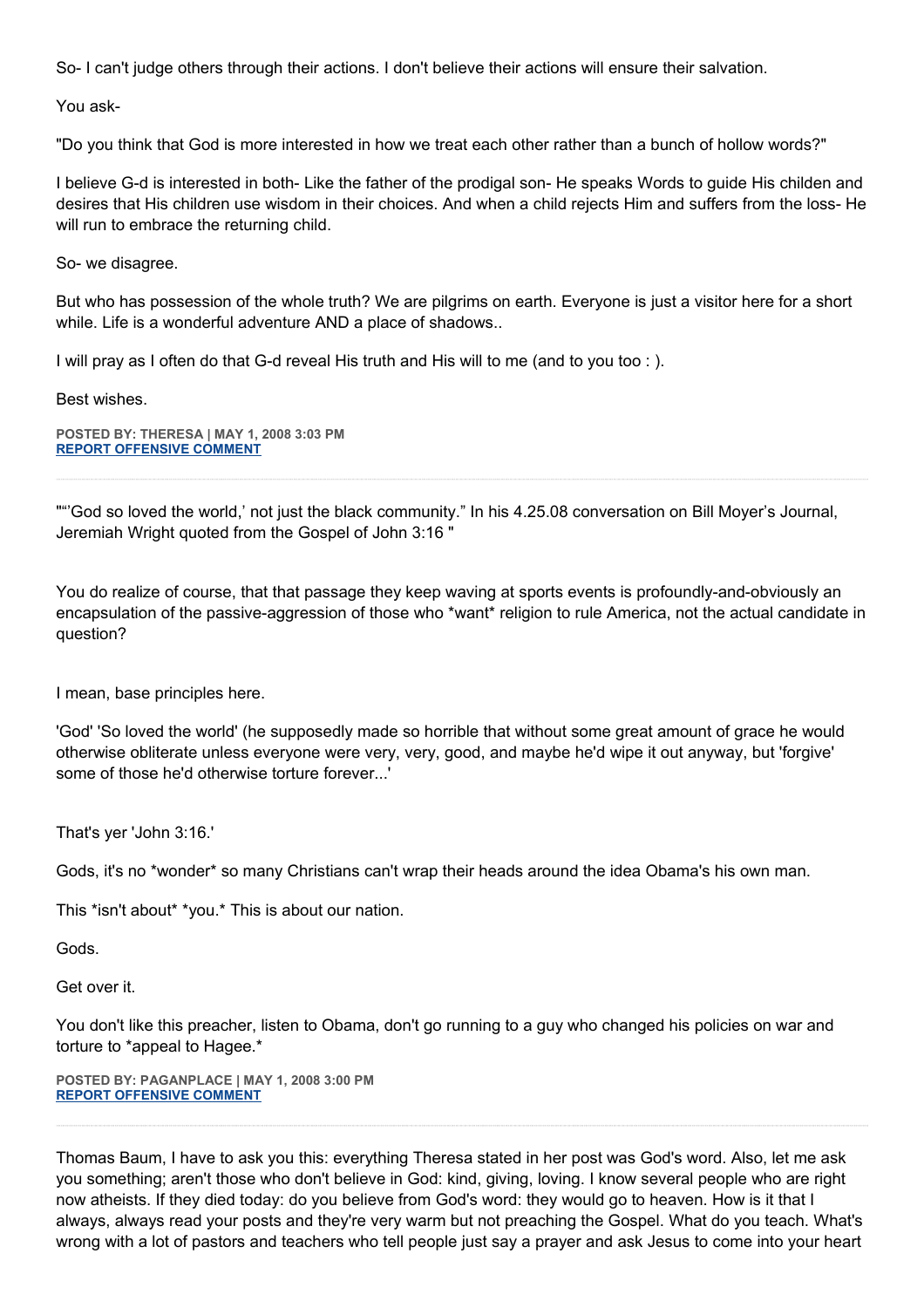So- I can't judge others through their actions. I don't believe their actions will ensure their salvation.

You ask-

"Do you think that God is more interested in how we treat each other rather than a bunch of hollow words?"

I believe G-d is interested in both- Like the father of the prodigal son- He speaks Words to guide His childen and desires that His children use wisdom in their choices. And when a child rejects Him and suffers from the loss- He will run to embrace the returning child.

So- we disagree.

But who has possession of the whole truth? We are pilgrims on earth. Everyone is just a visitor here for a short while. Life is a wonderful adventure AND a place of shadows..

I will pray as I often do that G-d reveal His truth and His will to me (and to you too : ).

Best wishes.

**POSTED BY: THERESA | MAY 1, 2008 3:03 PM**
**REPORT OFFENSIVE COMMENT**

---

""'God so loved the world,' not just the black community." In his 4.25.08 conversation on Bill Moyer's Journal, Jeremiah Wright quoted from the Gospel of John 3:16 "

You do realize of course, that that passage they keep waving at sports events is profoundly-and-obviously an encapsulation of the passive-aggression of those who *want* religion to rule America, not the actual candidate in question?

I mean, base principles here.

'God' 'So loved the world' (he supposedly made so horrible that without some great amount of grace he would otherwise obliterate unless everyone were very, very, good, and maybe he'd wipe it out anyway, but 'forgive' some of those he'd otherwise torture forever...'

That's yer 'John 3:16.'

Gods, it's no *wonder* so many Christians can't wrap their heads around the idea Obama's his own man.

This *isn't about* *you.* This is about our nation.

Gods.

Get over it.

You don't like this preacher, listen to Obama, don't go running to a guy who changed his policies on war and torture to *appeal to Hagee.*

**POSTED BY: PAGANPLACE | MAY 1, 2008 3:00 PM**
**REPORT OFFENSIVE COMMENT**

---

Thomas Baum, I have to ask you this: everything Theresa stated in her post was God's word. Also, let me ask you something; aren't those who don't believe in God: kind, giving, loving. I know several people who are right now atheists. If they died today: do you believe from God's word: they would go to heaven. How is it that I always, always read your posts and they're very warm but not preaching the Gospel. What do you teach. What's wrong with a lot of pastors and teachers who tell people just say a prayer and ask Jesus to come into your heart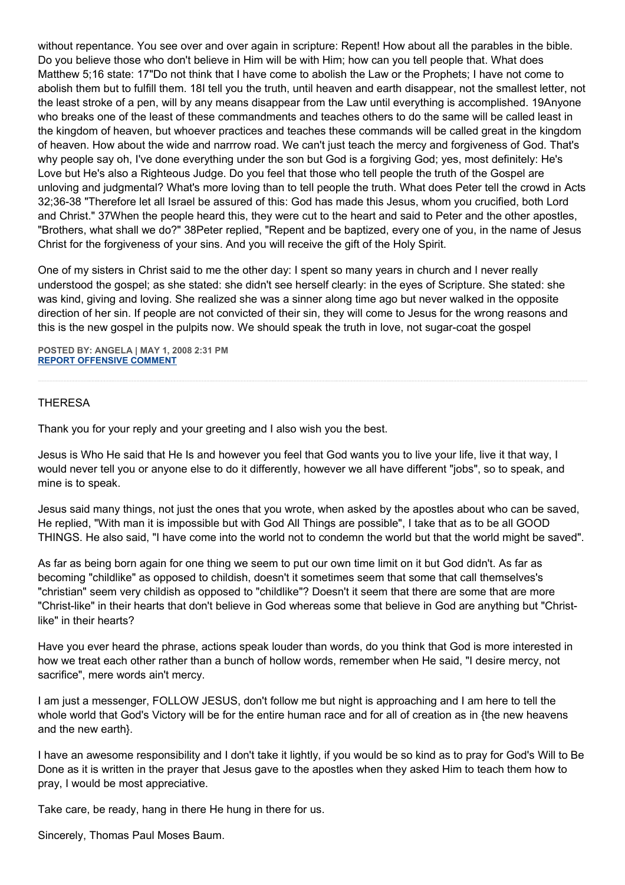without repentance. You see over and over again in scripture: Repent! How about all the parables in the bible. Do you believe those who don't believe in Him will be with Him; how can you tell people that. What does Matthew 5;16 state: 17"Do not think that I have come to abolish the Law or the Prophets; I have not come to abolish them but to fulfill them. 18I tell you the truth, until heaven and earth disappear, not the smallest letter, not the least stroke of a pen, will by any means disappear from the Law until everything is accomplished. 19Anyone who breaks one of the least of these commandments and teaches others to do the same will be called least in the kingdom of heaven, but whoever practices and teaches these commands will be called great in the kingdom of heaven. How about the wide and narrrow road. We can't just teach the mercy and forgiveness of God. That's why people say oh, I've done everything under the son but God is a forgiving God; yes, most definitely: He's Love but He's also a Righteous Judge. Do you feel that those who tell people the truth of the Gospel are unloving and judgmental? What's more loving than to tell people the truth. What does Peter tell the crowd in Acts 32;36-38 "Therefore let all Israel be assured of this: God has made this Jesus, whom you crucified, both Lord and Christ." 37When the people heard this, they were cut to the heart and said to Peter and the other apostles, "Brothers, what shall we do?" 38Peter replied, "Repent and be baptized, every one of you, in the name of Jesus Christ for the forgiveness of your sins. And you will receive the gift of the Holy Spirit.

One of my sisters in Christ said to me the other day: I spent so many years in church and I never really understood the gospel; as she stated: she didn't see herself clearly: in the eyes of Scripture. She stated: she was kind, giving and loving. She realized she was a sinner along time ago but never walked in the opposite direction of her sin. If people are not convicted of their sin, they will come to Jesus for the wrong reasons and this is the new gospel in the pulpits now. We should speak the truth in love, not sugar-coat the gospel

**POSTED BY: ANGELA | MAY 1, 2008 2:31 PM**
**REPORT OFFENSIVE COMMENT**

---

THERESA

Thank you for your reply and your greeting and I also wish you the best.

Jesus is Who He said that He Is and however you feel that God wants you to live your life, live it that way, I would never tell you or anyone else to do it differently, however we all have different "jobs", so to speak, and mine is to speak.

Jesus said many things, not just the ones that you wrote, when asked by the apostles about who can be saved, He replied, "With man it is impossible but with God All Things are possible", I take that as to be all GOOD THINGS. He also said, "I have come into the world not to condemn the world but that the world might be saved".

As far as being born again for one thing we seem to put our own time limit on it but God didn't. As far as becoming "childlike" as opposed to childish, doesn't it sometimes seem that some that call themselves's "christian" seem very childish as opposed to "childlike"? Doesn't it seem that there are some that are more "Christ-like" in their hearts that don't believe in God whereas some that believe in God are anything but "Christ-like" in their hearts?

Have you ever heard the phrase, actions speak louder than words, do you think that God is more interested in how we treat each other rather than a bunch of hollow words, remember when He said, "I desire mercy, not sacrifice", mere words ain't mercy.

I am just a messenger, FOLLOW JESUS, don't follow me but night is approaching and I am here to tell the whole world that God's Victory will be for the entire human race and for all of creation as in {the new heavens and the new earth}.

I have an awesome responsibility and I don't take it lightly, if you would be so kind as to pray for God's Will to Be Done as it is written in the prayer that Jesus gave to the apostles when they asked Him to teach them how to pray, I would be most appreciative.

Take care, be ready, hang in there He hung in there for us.

Sincerely, Thomas Paul Moses Baum.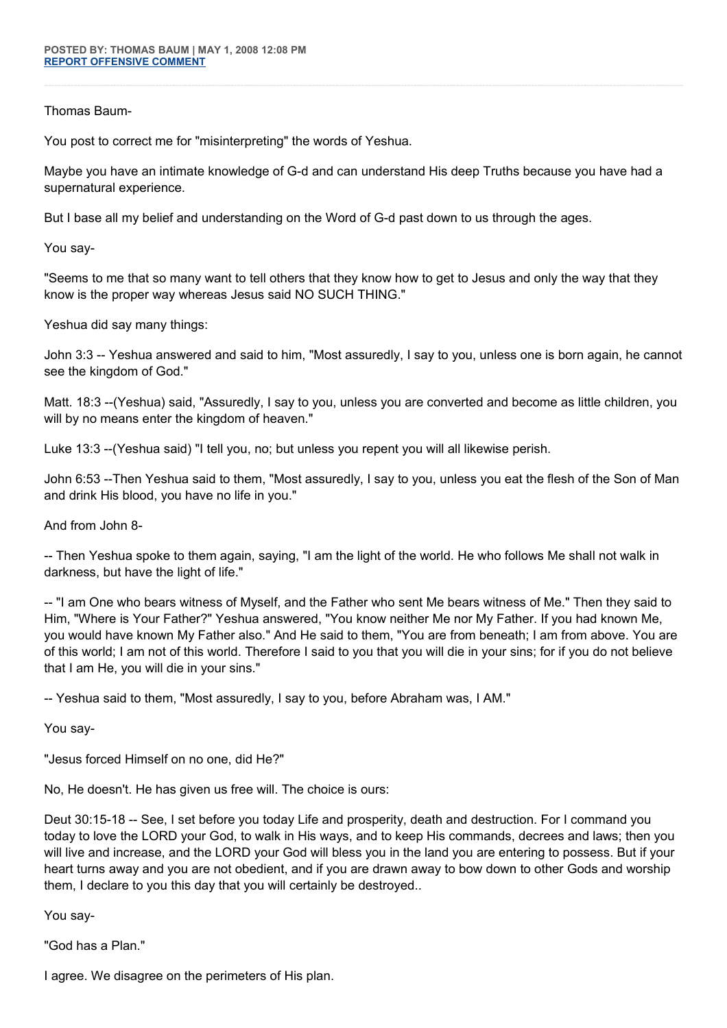**POSTED BY: THOMAS BAUM | MAY 1, 2008 12:08 PM**
**REPORT OFFENSIVE COMMENT**

---

Thomas Baum-

You post to correct me for "misinterpreting" the words of Yeshua.

Maybe you have an intimate knowledge of G-d and can understand His deep Truths because you have had a supernatural experience.

But I base all my belief and understanding on the Word of G-d past down to us through the ages.

You say-

"Seems to me that so many want to tell others that they know how to get to Jesus and only the way that they know is the proper way whereas Jesus said NO SUCH THING."

Yeshua did say many things:

John 3:3 -- Yeshua answered and said to him, "Most assuredly, I say to you, unless one is born again, he cannot see the kingdom of God."

Matt. 18:3 --(Yeshua) said, "Assuredly, I say to you, unless you are converted and become as little children, you will by no means enter the kingdom of heaven."

Luke 13:3 --(Yeshua said) "I tell you, no; but unless you repent you will all likewise perish.

John 6:53 --Then Yeshua said to them, "Most assuredly, I say to you, unless you eat the flesh of the Son of Man and drink His blood, you have no life in you."

And from John 8-

-- Then Yeshua spoke to them again, saying, "I am the light of the world. He who follows Me shall not walk in darkness, but have the light of life."

-- "I am One who bears witness of Myself, and the Father who sent Me bears witness of Me." Then they said to Him, "Where is Your Father?" Yeshua answered, "You know neither Me nor My Father. If you had known Me, you would have known My Father also." And He said to them, "You are from beneath; I am from above. You are of this world; I am not of this world. Therefore I said to you that you will die in your sins; for if you do not believe that I am He, you will die in your sins."

-- Yeshua said to them, "Most assuredly, I say to you, before Abraham was, I AM."

You say-

"Jesus forced Himself on no one, did He?"

No, He doesn't. He has given us free will. The choice is ours:

Deut 30:15-18 -- See, I set before you today Life and prosperity, death and destruction. For I command you today to love the LORD your God, to walk in His ways, and to keep His commands, decrees and laws; then you will live and increase, and the LORD your God will bless you in the land you are entering to possess. But if your heart turns away and you are not obedient, and if you are drawn away to bow down to other Gods and worship them, I declare to you this day that you will certainly be destroyed..

You say-

"God has a Plan."

I agree. We disagree on the perimeters of His plan.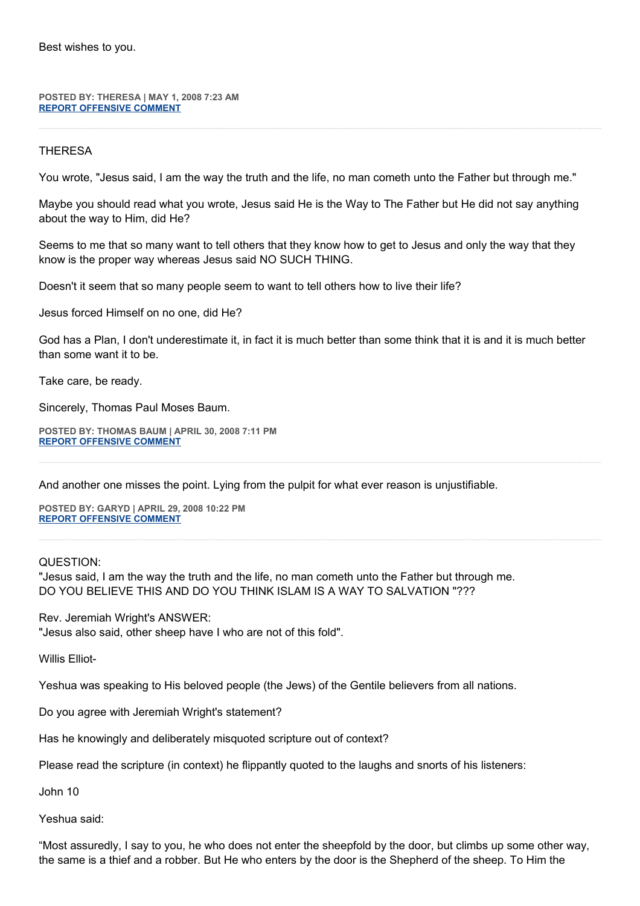Best wishes to you.

**POSTED BY: THERESA | MAY 1, 2008 7:23 AM**
**REPORT OFFENSIVE COMMENT**

---

THERESA

You wrote, "Jesus said, I am the way the truth and the life, no man cometh unto the Father but through me."

Maybe you should read what you wrote, Jesus said He is the Way to The Father but He did not say anything about the way to Him, did He?

Seems to me that so many want to tell others that they know how to get to Jesus and only the way that they know is the proper way whereas Jesus said NO SUCH THING.

Doesn't it seem that so many people seem to want to tell others how to live their life?

Jesus forced Himself on no one, did He?

God has a Plan, I don't underestimate it, in fact it is much better than some think that it is and it is much better than some want it to be.

Take care, be ready.

Sincerely, Thomas Paul Moses Baum.

**POSTED BY: THOMAS BAUM | APRIL 30, 2008 7:11 PM**
**REPORT OFFENSIVE COMMENT**

---

And another one misses the point. Lying from the pulpit for what ever reason is unjustifiable.

**POSTED BY: GARYD | APRIL 29, 2008 10:22 PM**
**REPORT OFFENSIVE COMMENT**

---

QUESTION:
"Jesus said, I am the way the truth and the life, no man cometh unto the Father but through me.
DO YOU BELIEVE THIS AND DO YOU THINK ISLAM IS A WAY TO SALVATION "???

Rev. Jeremiah Wright's ANSWER:
"Jesus also said, other sheep have I who are not of this fold".

Willis Elliot-

Yeshua was speaking to His beloved people (the Jews) of the Gentile believers from all nations.

Do you agree with Jeremiah Wright's statement?

Has he knowingly and deliberately misquoted scripture out of context?

Please read the scripture (in context) he flippantly quoted to the laughs and snorts of his listeners:

John 10

Yeshua said:

"Most assuredly, I say to you, he who does not enter the sheepfold by the door, but climbs up some other way, the same is a thief and a robber. But He who enters by the door is the Shepherd of the sheep. To Him the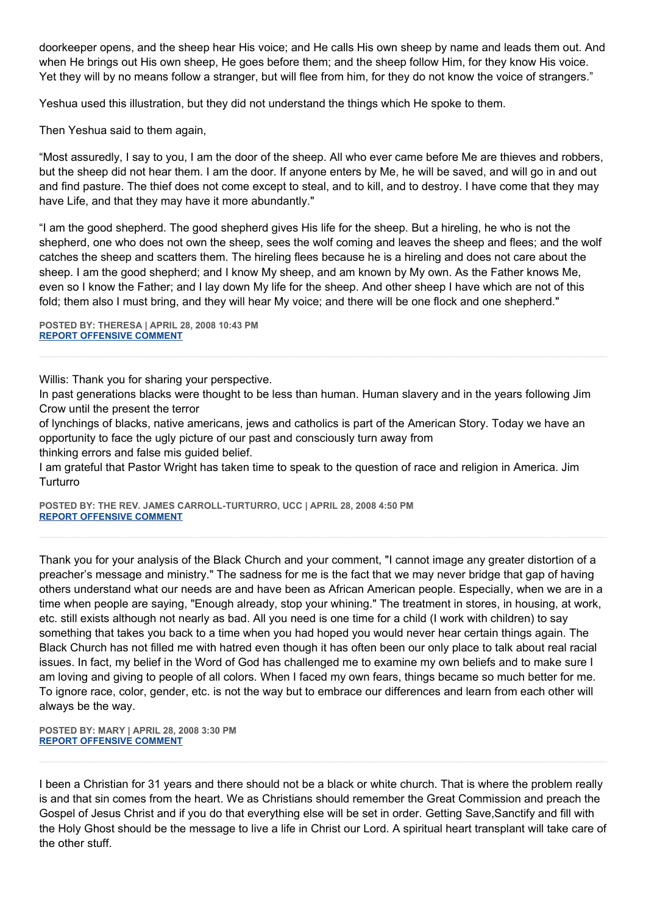doorkeeper opens, and the sheep hear His voice; and He calls His own sheep by name and leads them out. And when He brings out His own sheep, He goes before them; and the sheep follow Him, for they know His voice. Yet they will by no means follow a stranger, but will flee from him, for they do not know the voice of strangers."

Yeshua used this illustration, but they did not understand the things which He spoke to them.

Then Yeshua said to them again,

"Most assuredly, I say to you, I am the door of the sheep. All who ever came before Me are thieves and robbers, but the sheep did not hear them. I am the door. If anyone enters by Me, he will be saved, and will go in and out and find pasture. The thief does not come except to steal, and to kill, and to destroy. I have come that they may have Life, and that they may have it more abundantly."

"I am the good shepherd. The good shepherd gives His life for the sheep. But a hireling, he who is not the shepherd, one who does not own the sheep, sees the wolf coming and leaves the sheep and flees; and the wolf catches the sheep and scatters them. The hireling flees because he is a hireling and does not care about the sheep. I am the good shepherd; and I know My sheep, and am known by My own. As the Father knows Me, even so I know the Father; and I lay down My life for the sheep. And other sheep I have which are not of this fold; them also I must bring, and they will hear My voice; and there will be one flock and one shepherd."

**POSTED BY: THERESA | APRIL 28, 2008 10:43 PM**
**REPORT OFFENSIVE COMMENT**

---

Willis: Thank you for sharing your perspective.
In past generations blacks were thought to be less than human. Human slavery and in the years following Jim Crow until the present the terror
of lynchings of blacks, native americans, jews and catholics is part of the American Story. Today we have an opportunity to face the ugly picture of our past and consciously turn away from
thinking errors and false mis guided belief.
I am grateful that Pastor Wright has taken time to speak to the question of race and religion in America. Jim Turturro

**POSTED BY: THE REV. JAMES CARROLL-TURTURRO, UCC | APRIL 28, 2008 4:50 PM**
**REPORT OFFENSIVE COMMENT**

---

Thank you for your analysis of the Black Church and your comment, "I cannot image any greater distortion of a preacher's message and ministry." The sadness for me is the fact that we may never bridge that gap of having others understand what our needs are and have been as African American people. Especially, when we are in a time when people are saying, "Enough already, stop your whining." The treatment in stores, in housing, at work, etc. still exists although not nearly as bad. All you need is one time for a child (I work with children) to say something that takes you back to a time when you had hoped you would never hear certain things again. The Black Church has not filled me with hatred even though it has often been our only place to talk about real racial issues. In fact, my belief in the Word of God has challenged me to examine my own beliefs and to make sure I am loving and giving to people of all colors. When I faced my own fears, things became so much better for me. To ignore race, color, gender, etc. is not the way but to embrace our differences and learn from each other will always be the way.

**POSTED BY: MARY | APRIL 28, 2008 3:30 PM**
**REPORT OFFENSIVE COMMENT**

---

I been a Christian for 31 years and there should not be a black or white church. That is where the problem really is and that sin comes from the heart. We as Christians should remember the Great Commission and preach the Gospel of Jesus Christ and if you do that everything else will be set in order. Getting Save,Sanctify and fill with the Holy Ghost should be the message to live a life in Christ our Lord. A spiritual heart transplant will take care of the other stuff.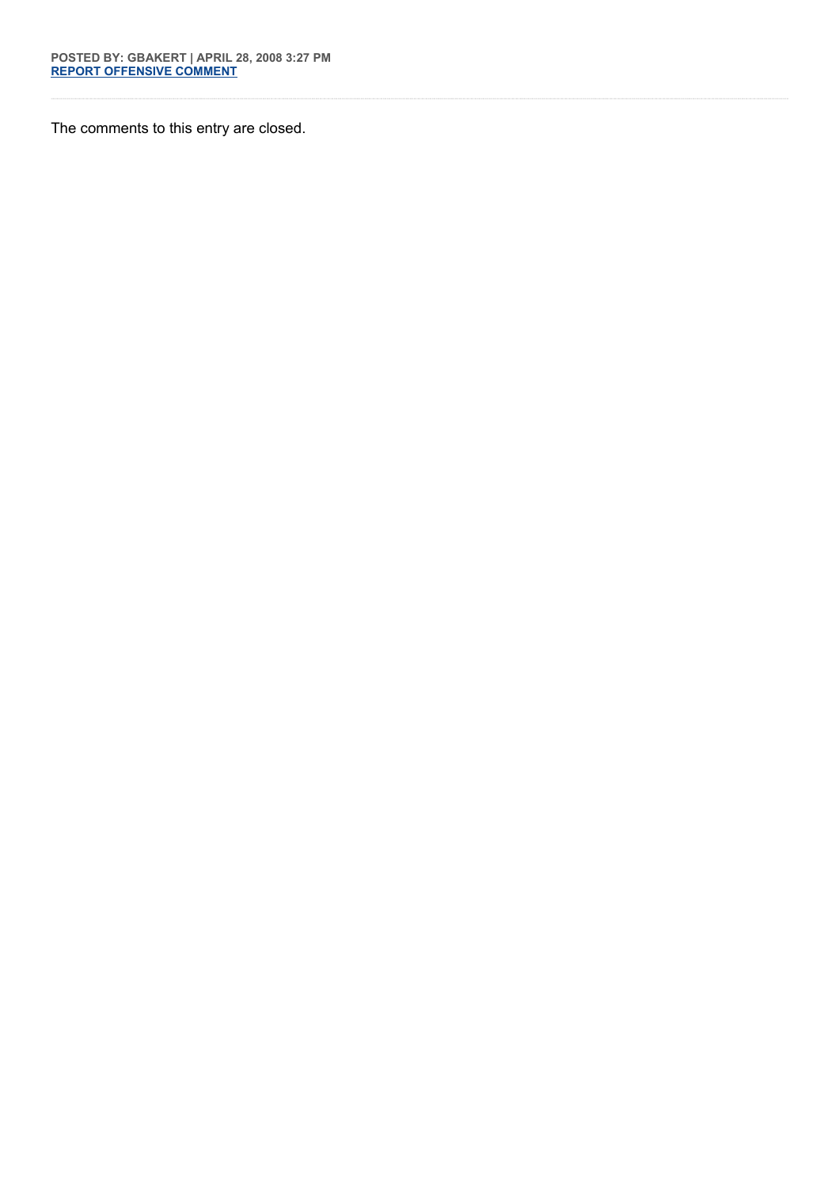**POSTED BY: GBAKERT | APRIL 28, 2008 3:27 PM**
**REPORT OFFENSIVE COMMENT**

---

The comments to this entry are closed.